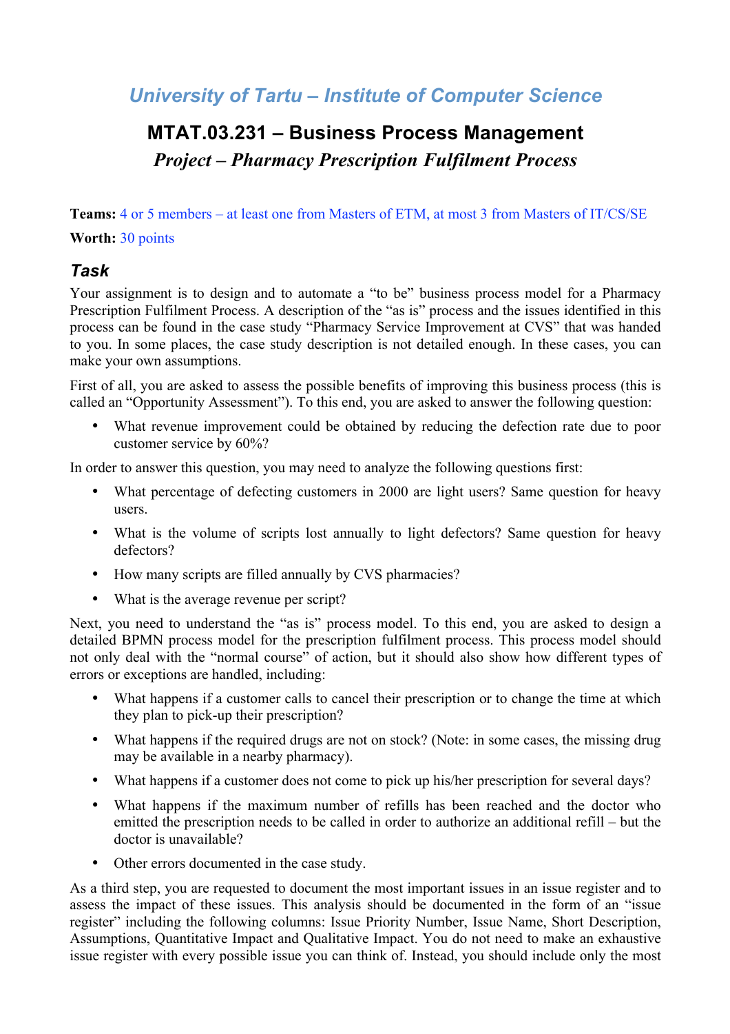## *University of Tartu – Institute of Computer Science*

# MTAT.03.231 – Business Process Management

### *Project – Pharmacy Prescription Fulfilment Process*

**Teams:** 4 or 5 members – at least one from Masters of ETM, at most 3 from Masters of IT/CS/SE

**Worth:** 30 points

## *Task*

Your assignment is to design and to automate a "to be" business process model for a Pharmacy Prescription Fulfilment Process. A description of the "as is" process and the issues identified in this process can be found in the case study "Pharmacy Service Improvement at CVS" that was handed to you. In some places, the case study description is not detailed enough. In these cases, you can make your own assumptions.

First of all, you are asked to assess the possible benefits of improving this business process (this is called an "Opportunity Assessment"). To this end, you are asked to answer the following question:

- What revenue improvement could be obtained by reducing the defection rate due to poor customer service by 60%?

In order to answer this question, you may need to analyze the following questions first:

- What percentage of defecting customers in 2000 are light users? Same question for heavy users.
- What is the volume of scripts lost annually to light defectors? Same question for heavy defectors?
- How many scripts are filled annually by CVS pharmacies?
- What is the average revenue per script?

Next, you need to understand the "as is" process model. To this end, you are asked to design a detailed BPMN process model for the prescription fulfilment process. This process model should not only deal with the "normal course" of action, but it should also show how different types of errors or exceptions are handled, including:

- What happens if a customer calls to cancel their prescription or to change the time at which they plan to pick-up their prescription?
- What happens if the required drugs are not on stock? (Note: in some cases, the missing drug may be available in a nearby pharmacy).
- What happens if a customer does not come to pick up his/her prescription for several days?
- What happens if the maximum number of refills has been reached and the doctor who emitted the prescription needs to be called in order to authorize an additional refill – but the doctor is unavailable?
- Other errors documented in the case study.

As a third step, you are requested to document the most important issues in an issue register and to assess the impact of these issues. This analysis should be documented in the form of an "issue register" including the following columns: Issue Priority Number, Issue Name, Short Description, Assumptions, Quantitative Impact and Qualitative Impact. You do not need to make an exhaustive issue register with every possible issue you can think of. Instead, you should include only the most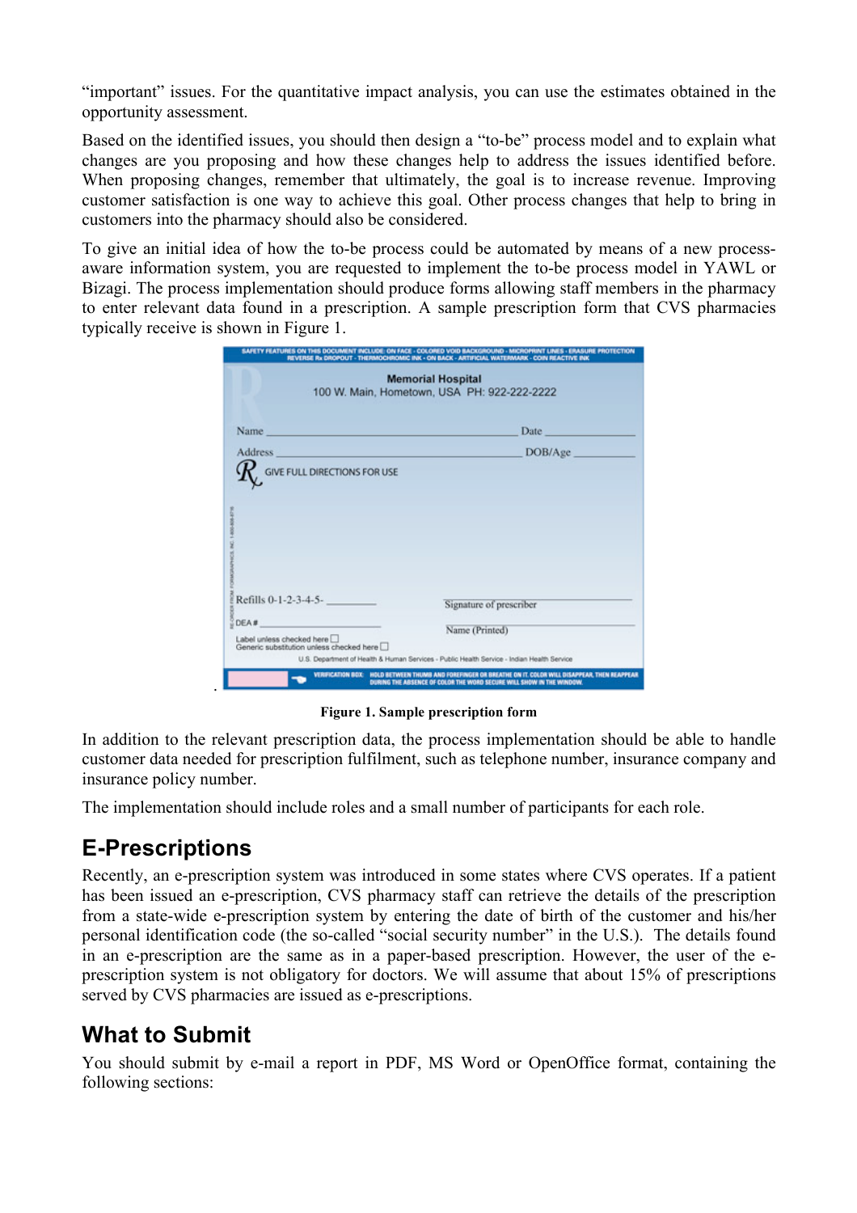"important" issues. For the quantitative impact analysis, you can use the estimates obtained in the opportunity assessment.

Based on the identified issues, you should then design a "to-be" process model and to explain what changes are you proposing and how these changes help to address the issues identified before. When proposing changes, remember that ultimately, the goal is to increase revenue. Improving customer satisfaction is one way to achieve this goal. Other process changes that help to bring in customers into the pharmacy should also be considered.

To give an initial idea of how the to-be process could be automated by means of a new process-aware information system, you are requested to implement the to-be process model in YAWL or Bizagi. The process implementation should produce forms allowing staff members in the pharmacy to enter relevant data found in a prescription. A sample prescription form that CVS pharmacies typically receive is shown in Figure 1.

**Figure 1. Sample prescription form**

In addition to the relevant prescription data, the process implementation should be able to handle customer data needed for prescription fulfilment, such as telephone number, insurance company and insurance policy number.

The implementation should include roles and a small number of participants for each role.

## E-Prescriptions

Recently, an e-prescription system was introduced in some states where CVS operates. If a patient has been issued an e-prescription, CVS pharmacy staff can retrieve the details of the prescription from a state-wide e-prescription system by entering the date of birth of the customer and his/her personal identification code (the so-called "social security number" in the U.S.). The details found in an e-prescription are the same as in a paper-based prescription. However, the user of the e-prescription system is not obligatory for doctors. We will assume that about 15% of prescriptions served by CVS pharmacies are issued as e-prescriptions.

## What to Submit

You should submit by e-mail a report in PDF, MS Word or OpenOffice format, containing the following sections: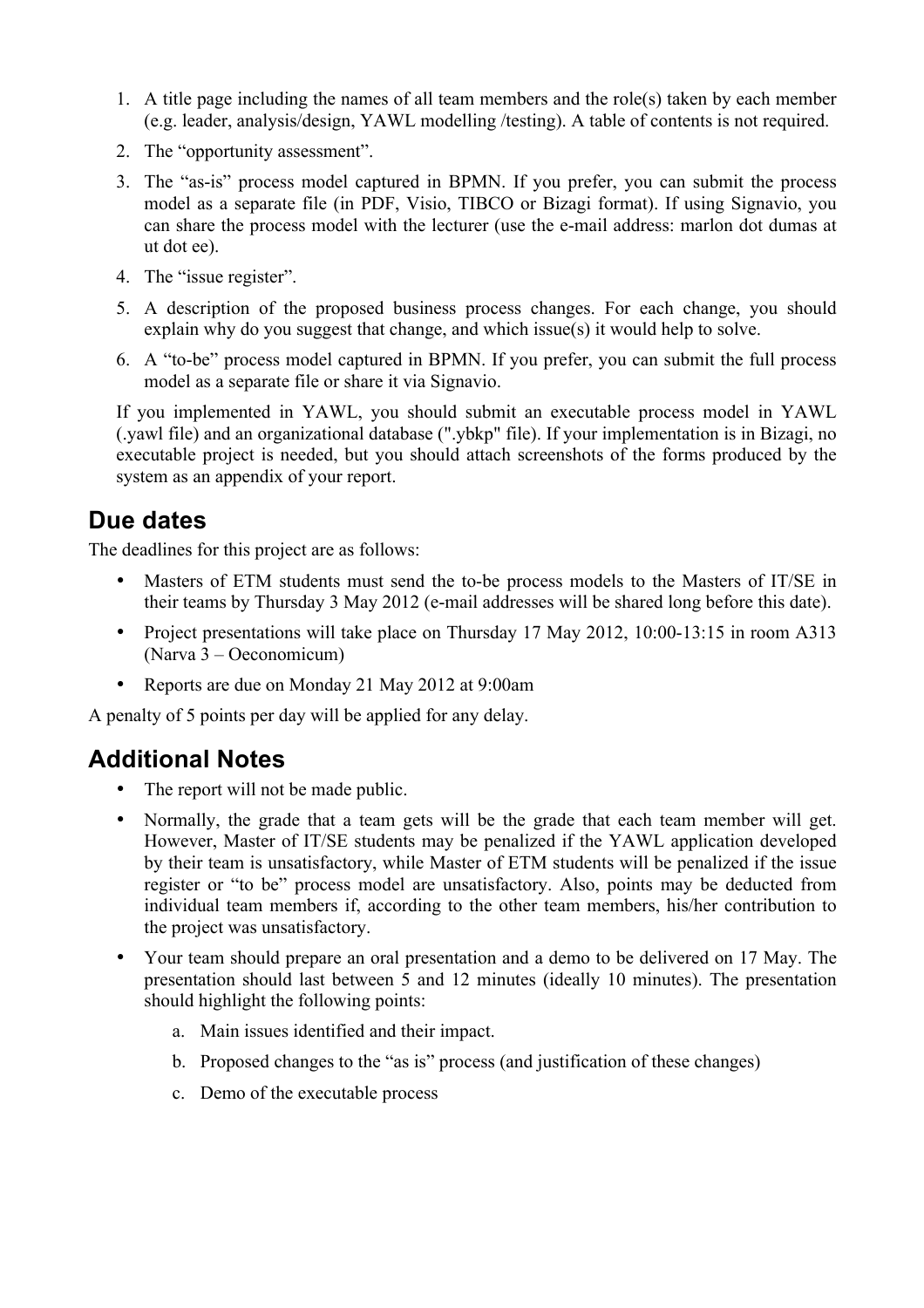1. A title page including the names of all team members and the role(s) taken by each member (e.g. leader, analysis/design, YAWL modelling /testing). A table of contents is not required.
2. The "opportunity assessment".
3. The "as-is" process model captured in BPMN. If you prefer, you can submit the process model as a separate file (in PDF, Visio, TIBCO or Bizagi format). If using Signavio, you can share the process model with the lecturer (use the e-mail address: marlon dot dumas at ut dot ee).
4. The "issue register".
5. A description of the proposed business process changes. For each change, you should explain why do you suggest that change, and which issue(s) it would help to solve.
6. A "to-be" process model captured in BPMN. If you prefer, you can submit the full process model as a separate file or share it via Signavio.

If you implemented in YAWL, you should submit an executable process model in YAWL (.yawl file) and an organizational database (".ybkp" file). If your implementation is in Bizagi, no executable project is needed, but you should attach screenshots of the forms produced by the system as an appendix of your report.

## Due dates

The deadlines for this project are as follows:

- Masters of ETM students must send the to-be process models to the Masters of IT/SE in their teams by Thursday 3 May 2012 (e-mail addresses will be shared long before this date).
- Project presentations will take place on Thursday 17 May 2012, 10:00-13:15 in room A313 (Narva 3 – Oeconomicum)
- Reports are due on Monday 21 May 2012 at 9:00am

A penalty of 5 points per day will be applied for any delay.

## Additional Notes

- The report will not be made public.
- Normally, the grade that a team gets will be the grade that each team member will get. However, Master of IT/SE students may be penalized if the YAWL application developed by their team is unsatisfactory, while Master of ETM students will be penalized if the issue register or "to be" process model are unsatisfactory. Also, points may be deducted from individual team members if, according to the other team members, his/her contribution to the project was unsatisfactory.
- Your team should prepare an oral presentation and a demo to be delivered on 17 May. The presentation should last between 5 and 12 minutes (ideally 10 minutes). The presentation should highlight the following points:
    a. Main issues identified and their impact.
    b. Proposed changes to the "as is" process (and justification of these changes)
    c. Demo of the executable process